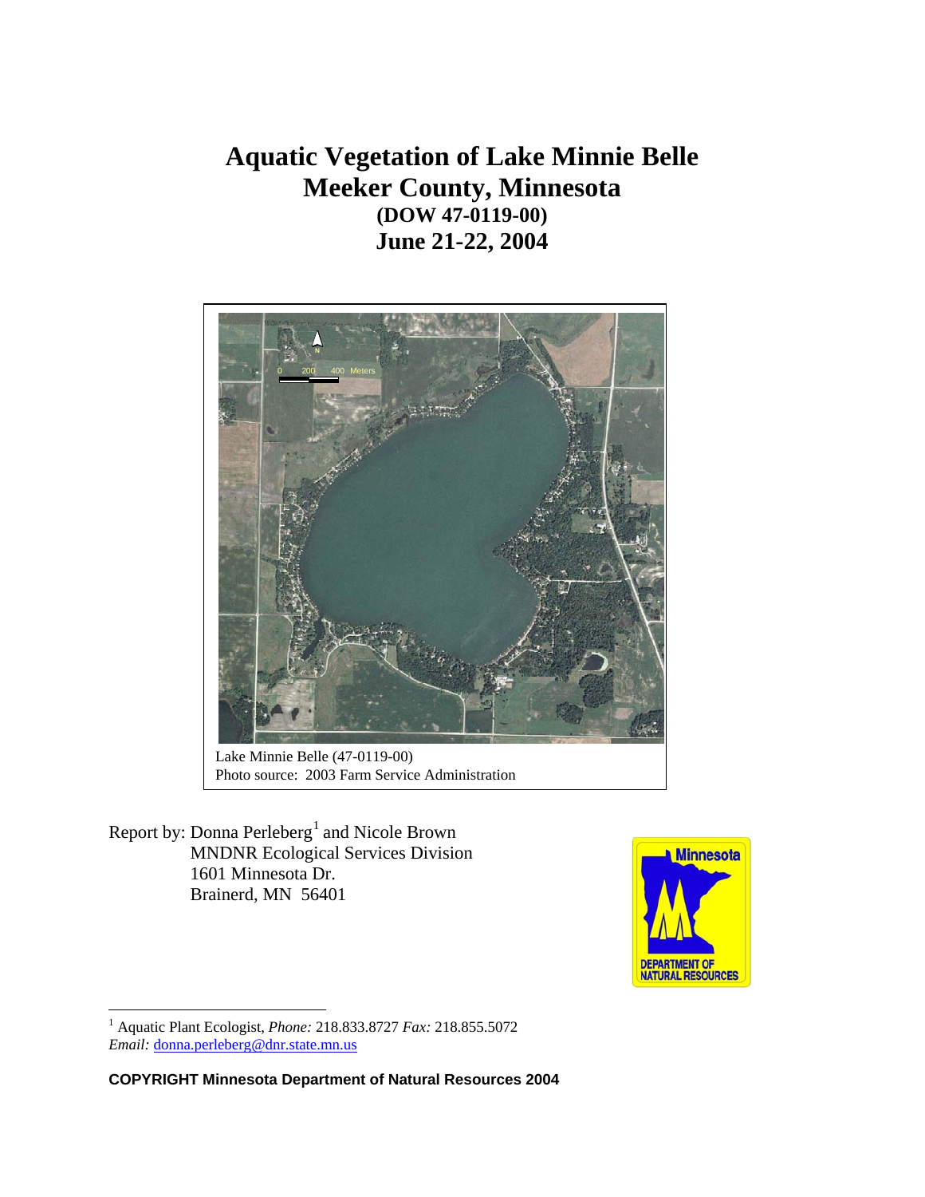# Aquatic Vegetation of Lake Minnie Belle
# Meeker County, Minnesota
### (DOW 47-0119-00)
## June 21-22, 2004

Lake Minnie Belle (47-0119-00)
Photo source: 2003 Farm Service Administration

Report by: Donna Perleberg[1] and Nicole Brown
MNDNR Ecological Services Division
1601 Minnesota Dr.
Brainerd, MN 56401

[1] Aquatic Plant Ecologist, *Phone:* 218.833.8727 *Fax:* 218.855.5072
*Email:* donna.perleberg@dnr.state.mn.us

**COPYRIGHT Minnesota Department of Natural Resources 2004**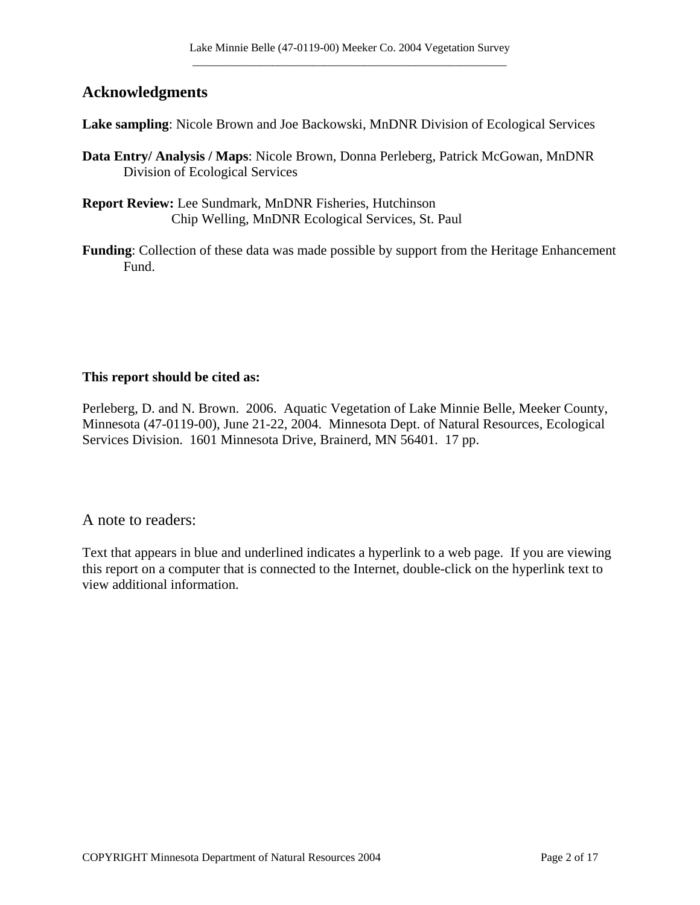## Acknowledgments

**Lake sampling**: Nicole Brown and Joe Backowski, MnDNR Division of Ecological Services

**Data Entry/ Analysis / Maps**: Nicole Brown, Donna Perleberg, Patrick McGowan, MnDNR Division of Ecological Services

**Report Review:** Lee Sundmark, MnDNR Fisheries, Hutchinson
Chip Welling, MnDNR Ecological Services, St. Paul

**Funding**: Collection of these data was made possible by support from the Heritage Enhancement Fund.

**This report should be cited as:**

Perleberg, D. and N. Brown. 2006. Aquatic Vegetation of Lake Minnie Belle, Meeker County, Minnesota (47-0119-00), June 21-22, 2004. Minnesota Dept. of Natural Resources, Ecological Services Division. 1601 Minnesota Drive, Brainerd, MN 56401. 17 pp.

## A note to readers:

Text that appears in blue and underlined indicates a hyperlink to a web page. If you are viewing this report on a computer that is connected to the Internet, double-click on the hyperlink text to view additional information.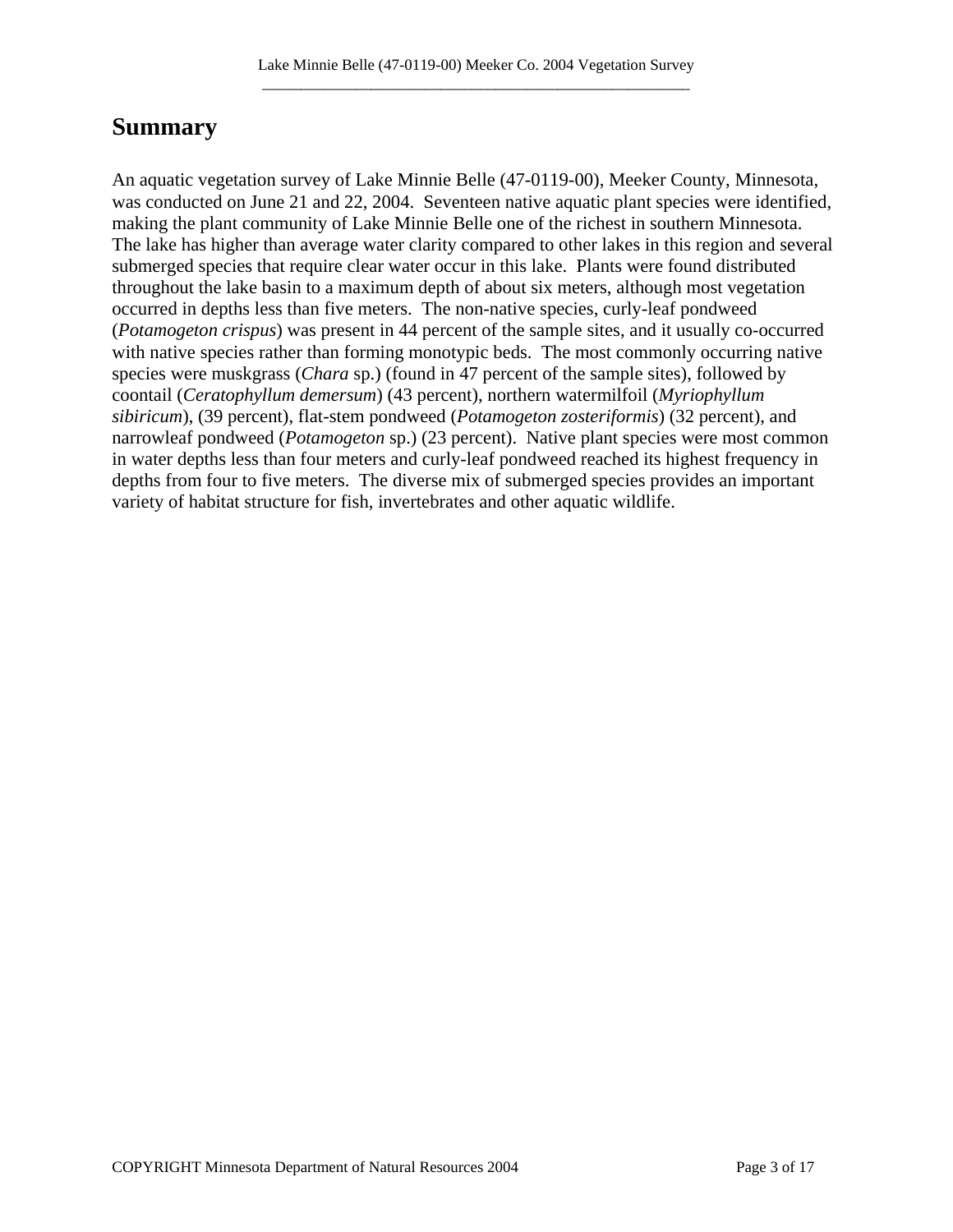# Summary

An aquatic vegetation survey of Lake Minnie Belle (47-0119-00), Meeker County, Minnesota, was conducted on June 21 and 22, 2004. Seventeen native aquatic plant species were identified, making the plant community of Lake Minnie Belle one of the richest in southern Minnesota. The lake has higher than average water clarity compared to other lakes in this region and several submerged species that require clear water occur in this lake. Plants were found distributed throughout the lake basin to a maximum depth of about six meters, although most vegetation occurred in depths less than five meters. The non-native species, curly-leaf pondweed (*Potamogeton crispus*) was present in 44 percent of the sample sites, and it usually co-occurred with native species rather than forming monotypic beds. The most commonly occurring native species were muskgrass (*Chara* sp.) (found in 47 percent of the sample sites), followed by coontail (*Ceratophyllum demersum*) (43 percent), northern watermilfoil (*Myriophyllum sibiricum*), (39 percent), flat-stem pondweed (*Potamogeton zosteriformis*) (32 percent), and narrowleaf pondweed (*Potamogeton* sp.) (23 percent). Native plant species were most common in water depths less than four meters and curly-leaf pondweed reached its highest frequency in depths from four to five meters. The diverse mix of submerged species provides an important variety of habitat structure for fish, invertebrates and other aquatic wildlife.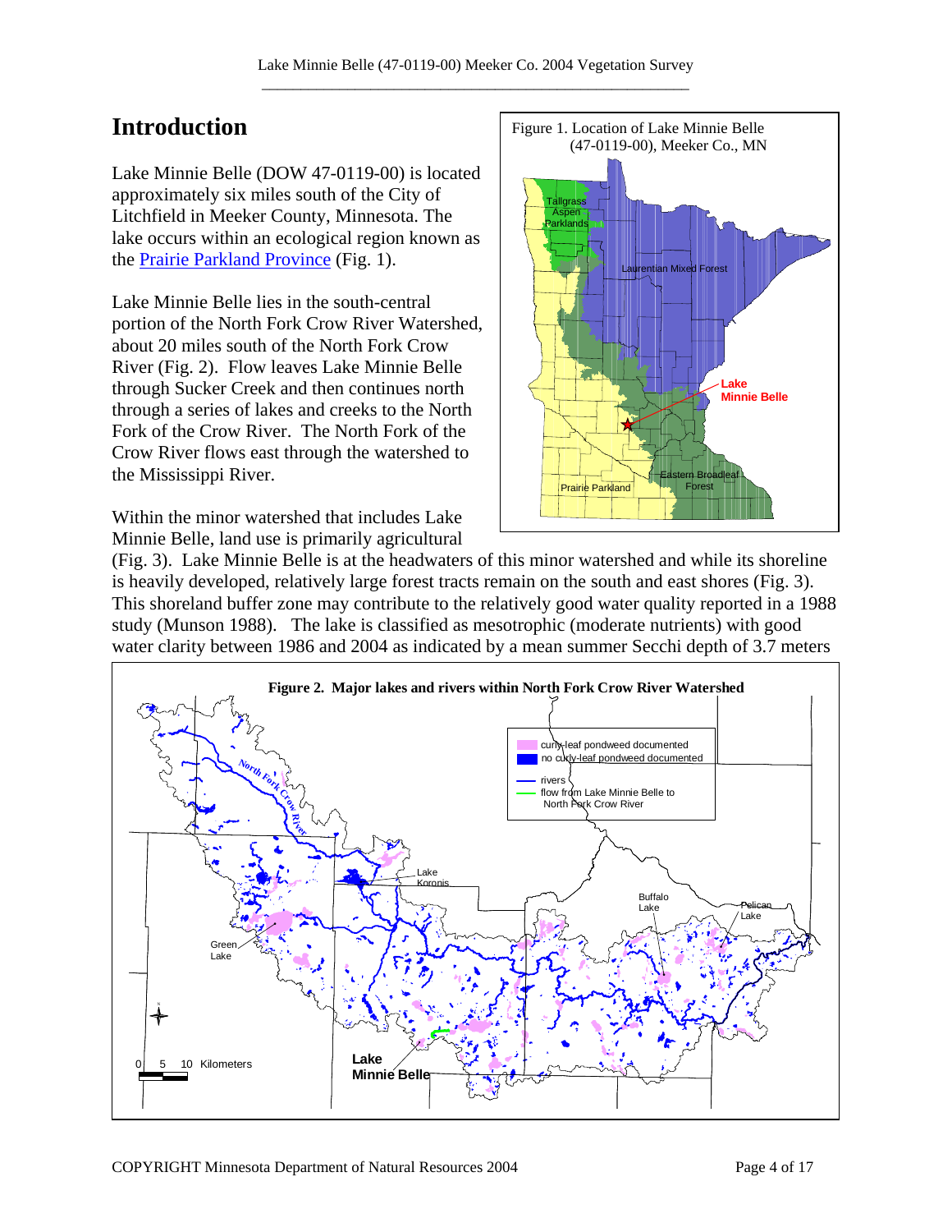# Introduction

Lake Minnie Belle (DOW 47-0119-00) is located approximately six miles south of the City of Litchfield in Meeker County, Minnesota. The lake occurs within an ecological region known as the [Prairie Parkland Province](Prairie Parkland Province) (Fig. 1).

Figure 1. Location of Lake Minnie Belle (47-0119-00), Meeker Co., MN

Lake Minnie Belle lies in the south-central portion of the North Fork Crow River Watershed, about 20 miles south of the North Fork Crow River (Fig. 2). Flow leaves Lake Minnie Belle through Sucker Creek and then continues north through a series of lakes and creeks to the North Fork of the Crow River. The North Fork of the Crow River flows east through the watershed to the Mississippi River.

Within the minor watershed that includes Lake Minnie Belle, land use is primarily agricultural (Fig. 3). Lake Minnie Belle is at the headwaters of this minor watershed and while its shoreline is heavily developed, relatively large forest tracts remain on the south and east shores (Fig. 3). This shoreland buffer zone may contribute to the relatively good water quality reported in a 1988 study (Munson 1988). The lake is classified as mesotrophic (moderate nutrients) with good water clarity between 1986 and 2004 as indicated by a mean summer Secchi depth of 3.7 meters

**Figure 2. Major lakes and rivers within North Fork Crow River Watershed**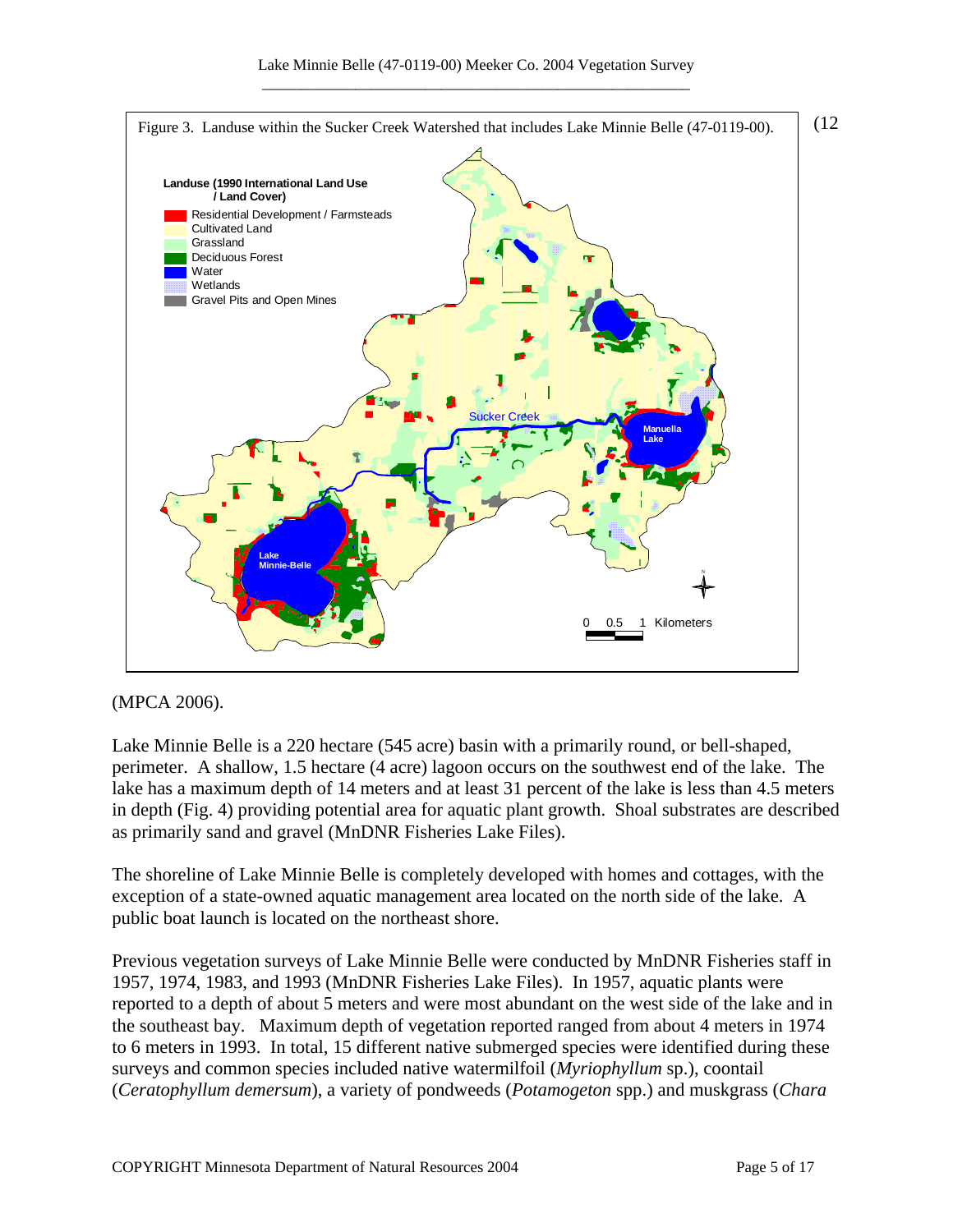Figure 3. Landuse within the Sucker Creek Watershed that includes Lake Minnie Belle (47-0119-00).

(12

(MPCA 2006).

Lake Minnie Belle is a 220 hectare (545 acre) basin with a primarily round, or bell-shaped, perimeter. A shallow, 1.5 hectare (4 acre) lagoon occurs on the southwest end of the lake. The lake has a maximum depth of 14 meters and at least 31 percent of the lake is less than 4.5 meters in depth (Fig. 4) providing potential area for aquatic plant growth. Shoal substrates are described as primarily sand and gravel (MnDNR Fisheries Lake Files).

The shoreline of Lake Minnie Belle is completely developed with homes and cottages, with the exception of a state-owned aquatic management area located on the north side of the lake. A public boat launch is located on the northeast shore.

Previous vegetation surveys of Lake Minnie Belle were conducted by MnDNR Fisheries staff in 1957, 1974, 1983, and 1993 (MnDNR Fisheries Lake Files). In 1957, aquatic plants were reported to a depth of about 5 meters and were most abundant on the west side of the lake and in the southeast bay. Maximum depth of vegetation reported ranged from about 4 meters in 1974 to 6 meters in 1993. In total, 15 different native submerged species were identified during these surveys and common species included native watermilfoil (*Myriophyllum* sp.), coontail (*Ceratophyllum demersum*), a variety of pondweeds (*Potamogeton* spp.) and muskgrass (*Chara*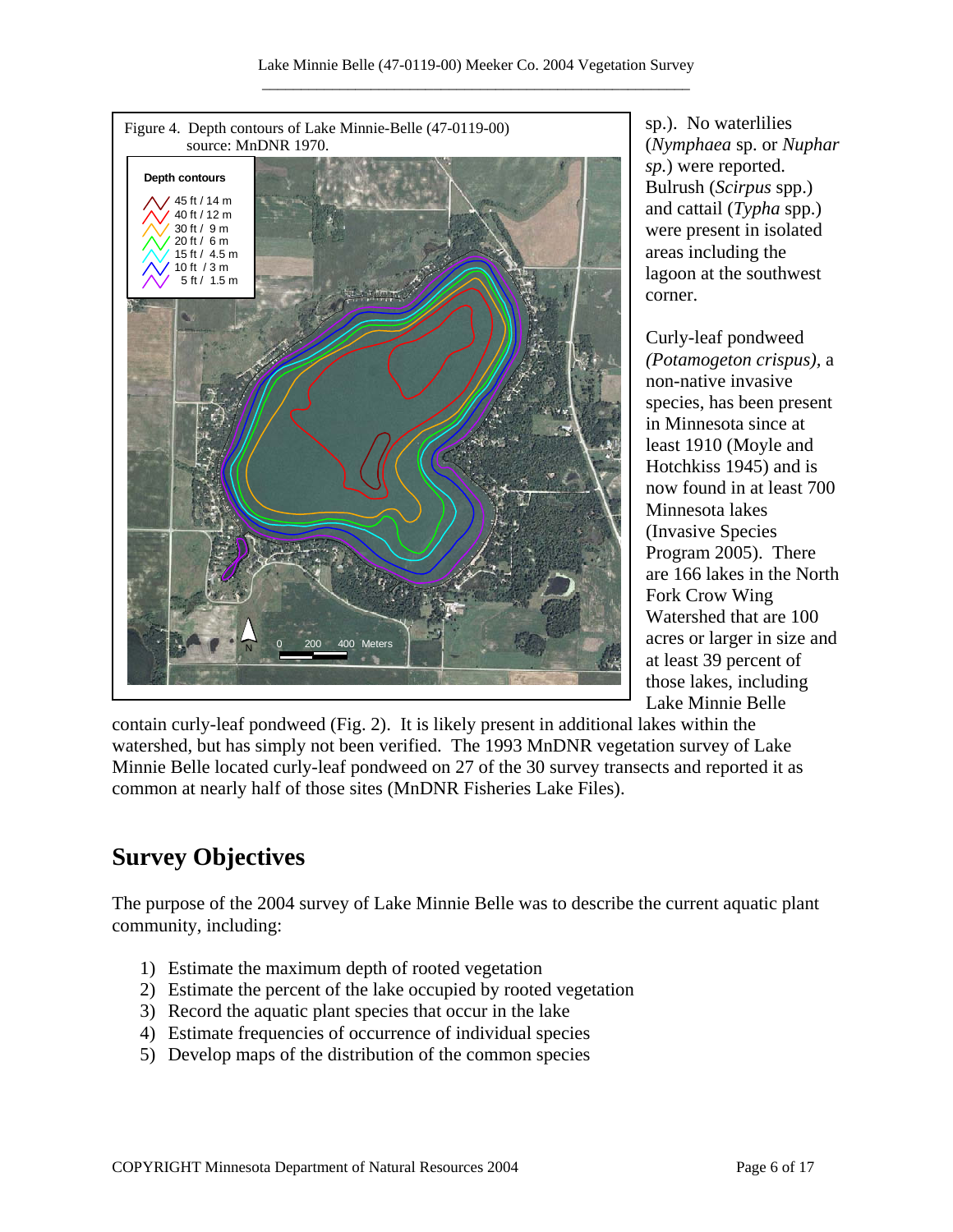Figure 4. Depth contours of Lake Minnie-Belle (47-0119-00) source: MnDNR 1970.

sp.). No waterlilies (*Nymphaea* sp. or *Nuphar sp.*) were reported. Bulrush (*Scirpus* spp.) and cattail (*Typha* spp.) were present in isolated areas including the lagoon at the southwest corner.

Curly-leaf pondweed *(Potamogeton crispus)*, a non-native invasive species, has been present in Minnesota since at least 1910 (Moyle and Hotchkiss 1945) and is now found in at least 700 Minnesota lakes (Invasive Species Program 2005). There are 166 lakes in the North Fork Crow Wing Watershed that are 100 acres or larger in size and at least 39 percent of those lakes, including Lake Minnie Belle contain curly-leaf pondweed (Fig. 2). It is likely present in additional lakes within the watershed, but has simply not been verified. The 1993 MnDNR vegetation survey of Lake Minnie Belle located curly-leaf pondweed on 27 of the 30 survey transects and reported it as common at nearly half of those sites (MnDNR Fisheries Lake Files).

## Survey Objectives

The purpose of the 2004 survey of Lake Minnie Belle was to describe the current aquatic plant community, including:

1) Estimate the maximum depth of rooted vegetation
2) Estimate the percent of the lake occupied by rooted vegetation
3) Record the aquatic plant species that occur in the lake
4) Estimate frequencies of occurrence of individual species
5) Develop maps of the distribution of the common species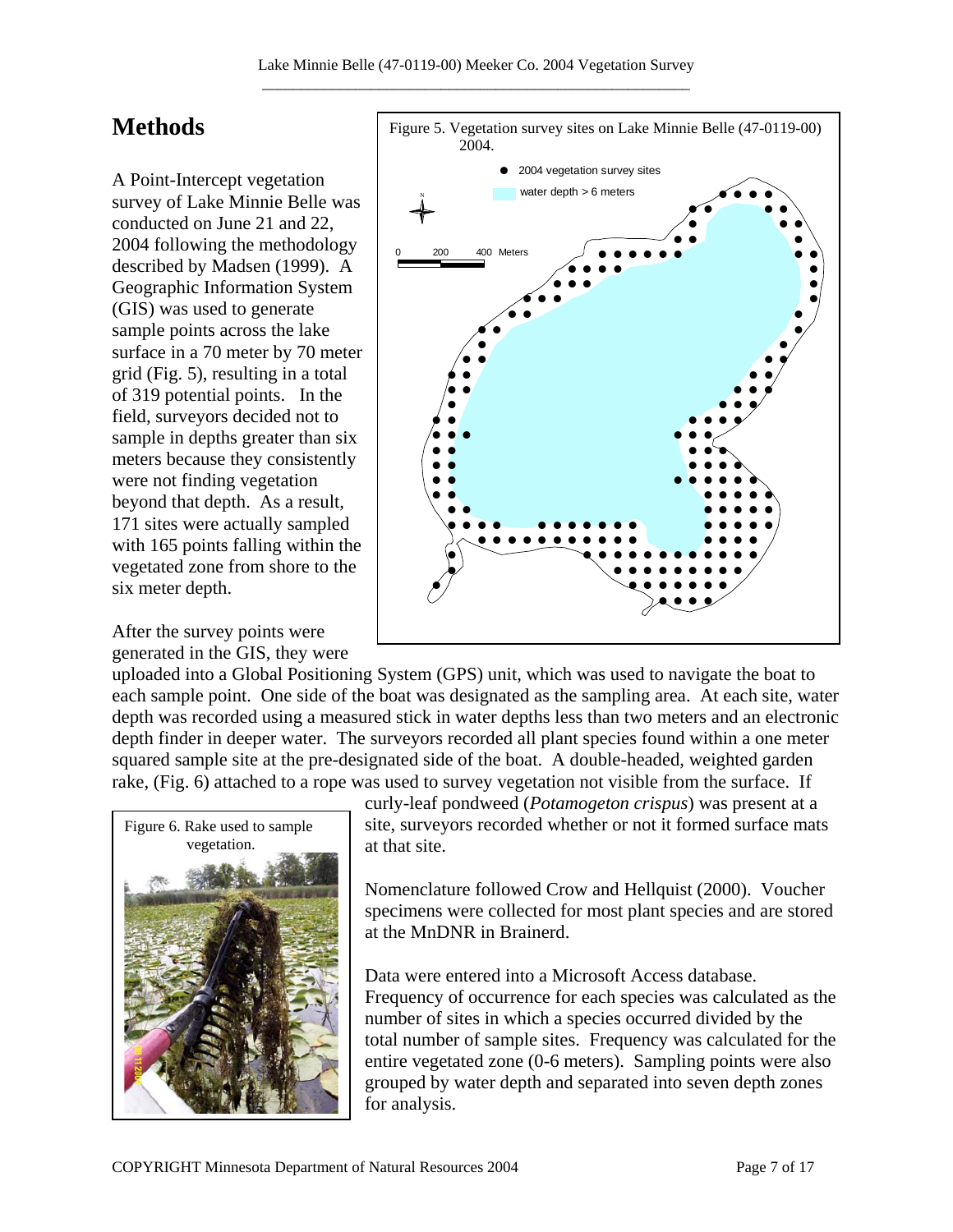# Methods

A Point-Intercept vegetation survey of Lake Minnie Belle was conducted on June 21 and 22, 2004 following the methodology described by Madsen (1999). A Geographic Information System (GIS) was used to generate sample points across the lake surface in a 70 meter by 70 meter grid (Fig. 5), resulting in a total of 319 potential points. In the field, surveyors decided not to sample in depths greater than six meters because they consistently were not finding vegetation beyond that depth. As a result, 171 sites were actually sampled with 165 points falling within the vegetated zone from shore to the six meter depth.

Figure 5. Vegetation survey sites on Lake Minnie Belle (47-0119-00) 2004.

After the survey points were generated in the GIS, they were uploaded into a Global Positioning System (GPS) unit, which was used to navigate the boat to each sample point. One side of the boat was designated as the sampling area. At each site, water depth was recorded using a measured stick in water depths less than two meters and an electronic depth finder in deeper water. The surveyors recorded all plant species found within a one meter squared sample site at the pre-designated side of the boat. A double-headed, weighted garden rake, (Fig. 6) attached to a rope was used to survey vegetation not visible from the surface. If curly-leaf pondweed (*Potamogeton crispus*) was present at a site, surveyors recorded whether or not it formed surface mats at that site.

Figure 6. Rake used to sample vegetation.

Nomenclature followed Crow and Hellquist (2000). Voucher specimens were collected for most plant species and are stored at the MnDNR in Brainerd.

Data were entered into a Microsoft Access database. Frequency of occurrence for each species was calculated as the number of sites in which a species occurred divided by the total number of sample sites. Frequency was calculated for the entire vegetated zone (0-6 meters). Sampling points were also grouped by water depth and separated into seven depth zones for analysis.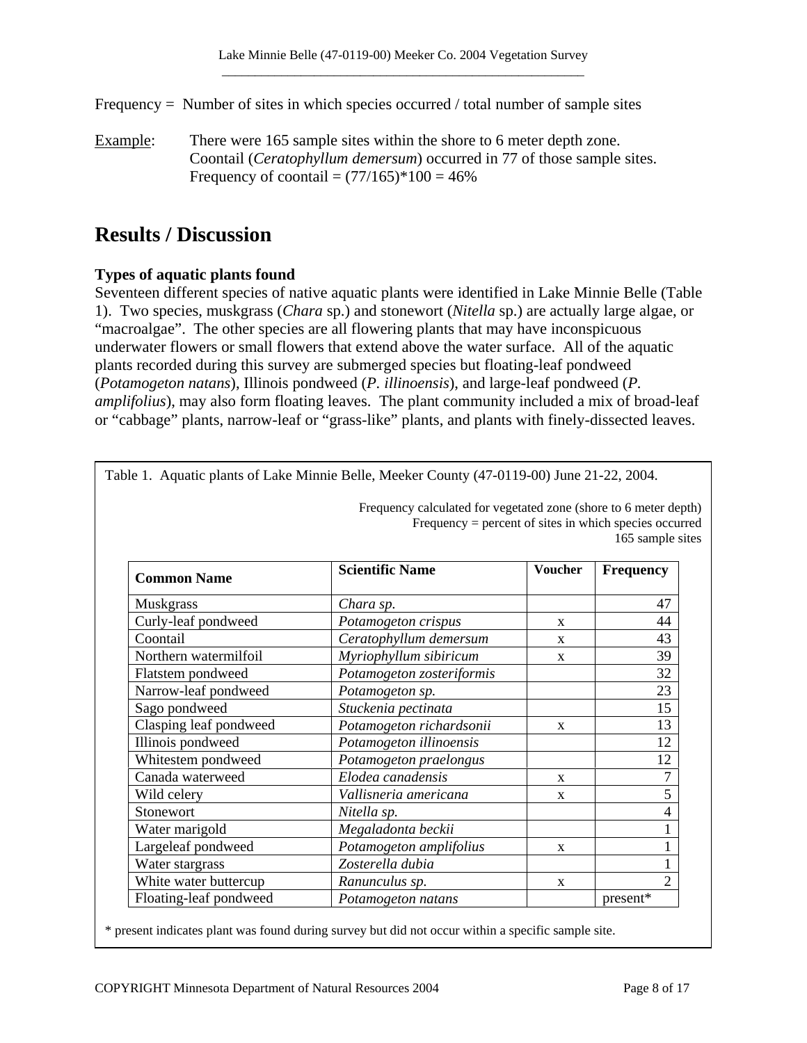Frequency = Number of sites in which species occurred / total number of sample sites

Example: There were 165 sample sites within the shore to 6 meter depth zone. Coontail (*Ceratophyllum demersum*) occurred in 77 of those sample sites. Frequency of coontail = (77/165)*100 = 46%

# Results / Discussion

### Types of aquatic plants found

Seventeen different species of native aquatic plants were identified in Lake Minnie Belle (Table 1). Two species, muskgrass (*Chara* sp.) and stonewort (*Nitella* sp.) are actually large algae, or "macroalgae". The other species are all flowering plants that may have inconspicuous underwater flowers or small flowers that extend above the water surface. All of the aquatic plants recorded during this survey are submerged species but floating-leaf pondweed (*Potamogeton natans*), Illinois pondweed (*P. illinoensis*), and large-leaf pondweed (*P. amplifolius*), may also form floating leaves. The plant community included a mix of broad-leaf or "cabbage" plants, narrow-leaf or "grass-like" plants, and plants with finely-dissected leaves.

Table 1. Aquatic plants of Lake Minnie Belle, Meeker County (47-0119-00) June 21-22, 2004.

Frequency calculated for vegetated zone (shore to 6 meter depth)
Frequency = percent of sites in which species occurred
165 sample sites

| Common Name | Scientific Name | Voucher | Frequency |
|---|---|---|---|
| Muskgrass | *Chara sp.* | | 47 |
| Curly-leaf pondweed | *Potamogeton crispus* | x | 44 |
| Coontail | *Ceratophyllum demersum* | x | 43 |
| Northern watermilfoil | *Myriophyllum sibiricum* | x | 39 |
| Flatstem pondweed | *Potamogeton zosteriformis* | | 32 |
| Narrow-leaf pondweed | *Potamogeton sp.* | | 23 |
| Sago pondweed | *Stuckenia pectinata* | | 15 |
| Clasping leaf pondweed | *Potamogeton richardsonii* | x | 13 |
| Illinois pondweed | *Potamogeton illinoensis* | | 12 |
| Whitestem pondweed | *Potamogeton praelongus* | | 12 |
| Canada waterweed | *Elodea canadensis* | x | 7 |
| Wild celery | *Vallisneria americana* | x | 5 |
| Stonewort | *Nitella sp.* | | 4 |
| Water marigold | *Megaladonta beckii* | | 1 |
| Largeleaf pondweed | *Potamogeton amplifolius* | x | 1 |
| Water stargrass | *Zosterella dubia* | | 1 |
| White water buttercup | *Ranunculus sp.* | x | 2 |
| Floating-leaf pondweed | *Potamogeton natans* | | present* |

* present indicates plant was found during survey but did not occur within a specific sample site.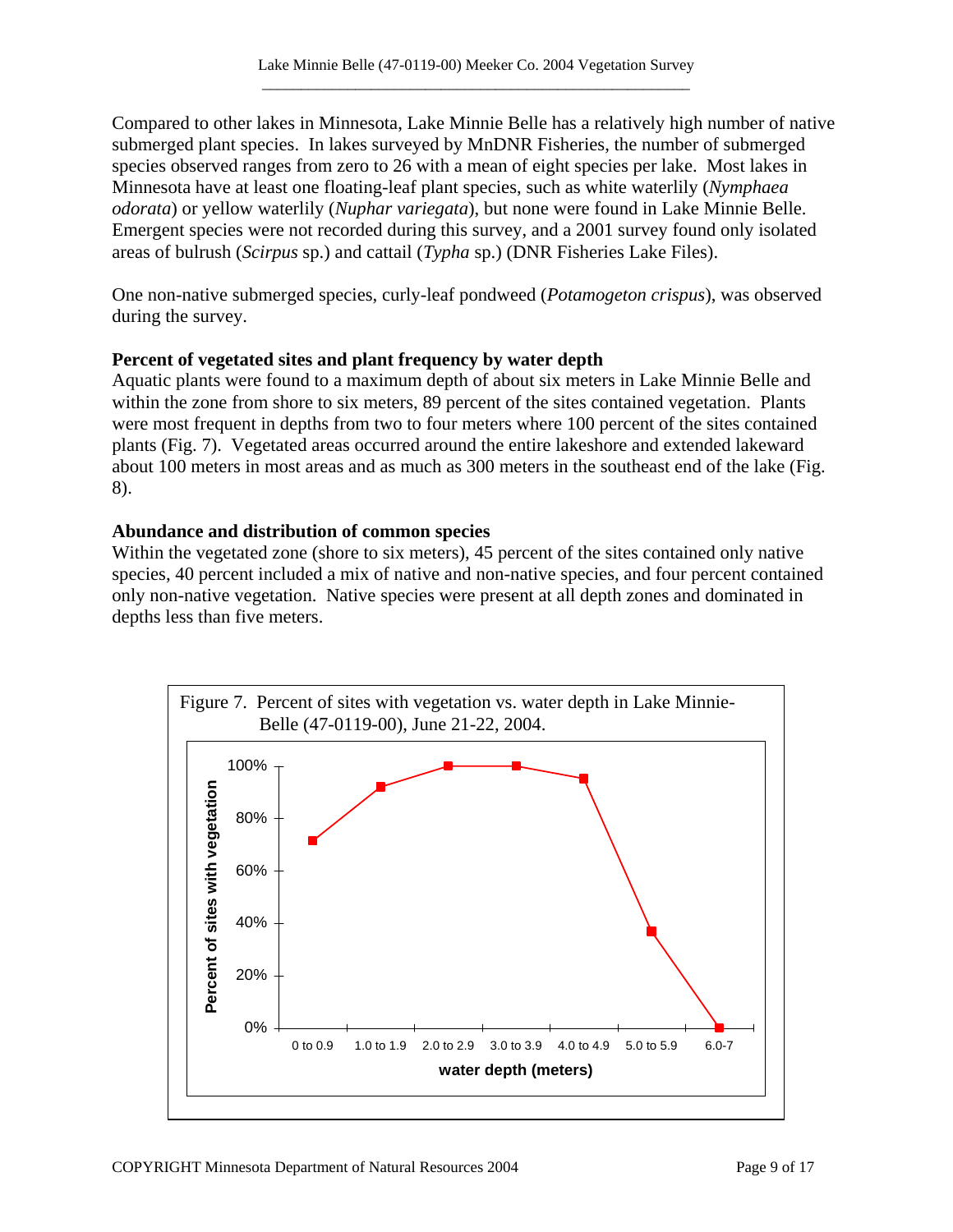Compared to other lakes in Minnesota, Lake Minnie Belle has a relatively high number of native submerged plant species. In lakes surveyed by MnDNR Fisheries, the number of submerged species observed ranges from zero to 26 with a mean of eight species per lake. Most lakes in Minnesota have at least one floating-leaf plant species, such as white waterlily (*Nymphaea odorata*) or yellow waterlily (*Nuphar variegata*), but none were found in Lake Minnie Belle. Emergent species were not recorded during this survey, and a 2001 survey found only isolated areas of bulrush (*Scirpus* sp.) and cattail (*Typha* sp.) (DNR Fisheries Lake Files).

One non-native submerged species, curly-leaf pondweed (*Potamogeton crispus*), was observed during the survey.

**Percent of vegetated sites and plant frequency by water depth**

Aquatic plants were found to a maximum depth of about six meters in Lake Minnie Belle and within the zone from shore to six meters, 89 percent of the sites contained vegetation. Plants were most frequent in depths from two to four meters where 100 percent of the sites contained plants (Fig. 7). Vegetated areas occurred around the entire lakeshore and extended lakeward about 100 meters in most areas and as much as 300 meters in the southeast end of the lake (Fig. 8).

**Abundance and distribution of common species**

Within the vegetated zone (shore to six meters), 45 percent of the sites contained only native species, 40 percent included a mix of native and non-native species, and four percent contained only non-native vegetation. Native species were present at all depth zones and dominated in depths less than five meters.

Figure 7. Percent of sites with vegetation vs. water depth in Lake Minnie-Belle (47-0119-00), June 21-22, 2004.

| water depth (meters) | Percent of sites with vegetation (approx.) |
|---|---|
| 0 to 0.9 | 72% |
| 1.0 to 1.9 | 92% |
| 2.0 to 2.9 | 100% |
| 3.0 to 3.9 | 100% |
| 4.0 to 4.9 | 95% |
| 5.0 to 5.9 | 37% |
| 6.0-7 | 0% |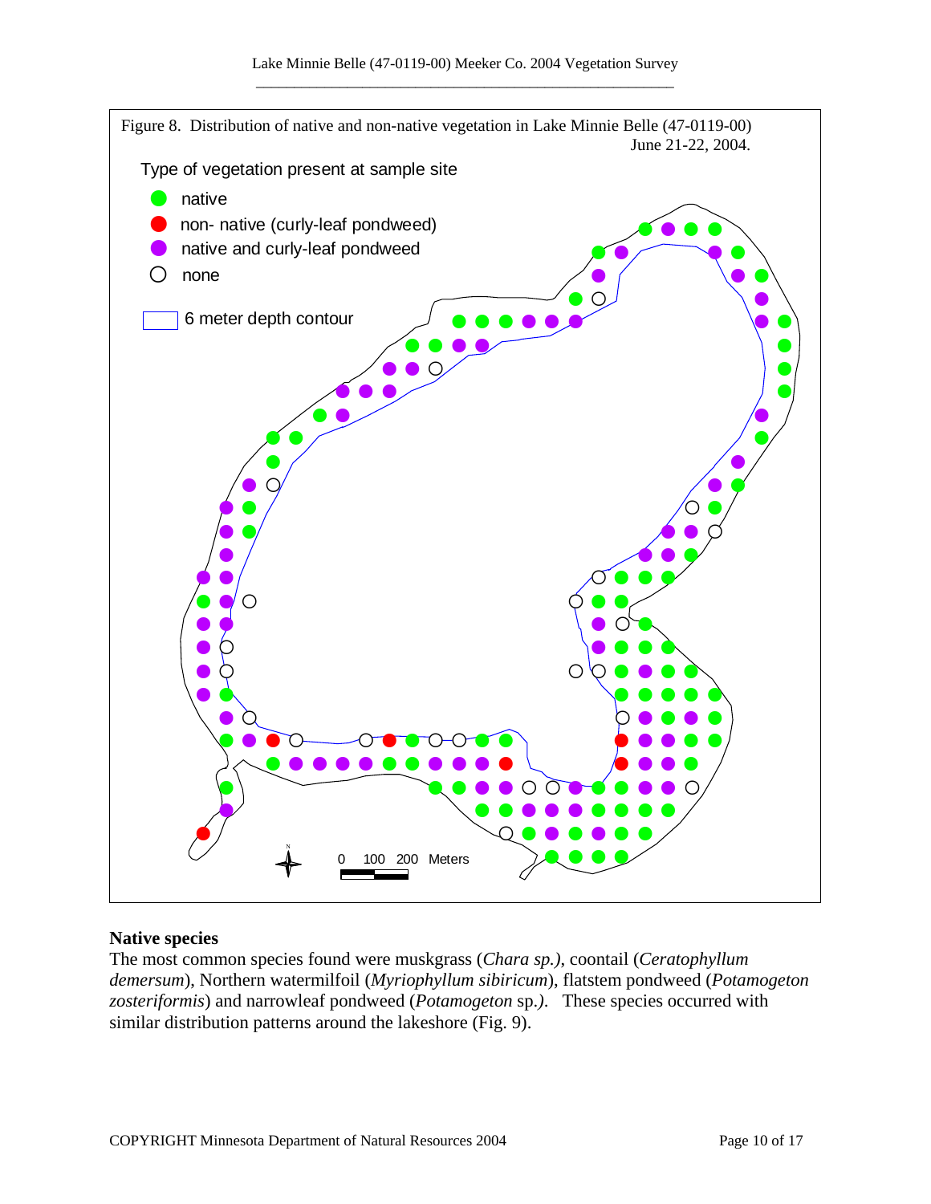Figure 8. Distribution of native and non-native vegetation in Lake Minnie Belle (47-0119-00) June 21-22, 2004.

Type of vegetation present at sample site

- native
- non- native (curly-leaf pondweed)
- native and curly-leaf pondweed
- none

6 meter depth contour

0 100 200 Meters

## Native species

The most common species found were muskgrass (*Chara sp.)*, coontail (*Ceratophyllum demersum*), Northern watermilfoil (*Myriophyllum sibiricum*), flatstem pondweed (*Potamogeton zosteriformis*) and narrowleaf pondweed (*Potamogeton* sp.*)*. These species occurred with similar distribution patterns around the lakeshore (Fig. 9).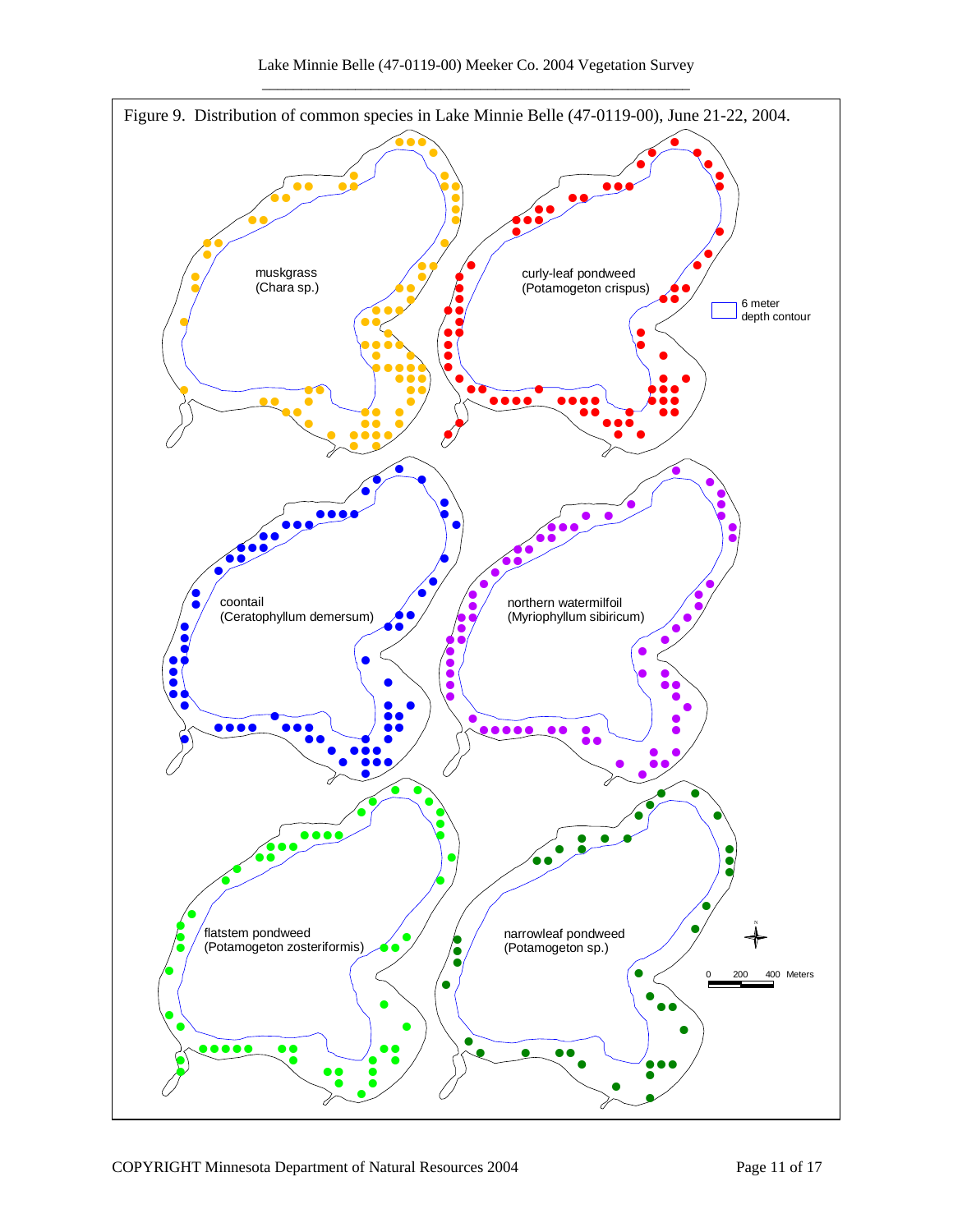Figure 9. Distribution of common species in Lake Minnie Belle (47-0119-00), June 21-22, 2004.

muskgrass (Chara sp.)

curly-leaf pondweed (Potamogeton crispus)

6 meter depth contour

coontail (Ceratophyllum demersum)

northern watermilfoil (Myriophyllum sibiricum)

flatstem pondweed (Potamogeton zosteriformis)

narrowleaf pondweed (Potamogeton sp.)

0 200 400 Meters

COPYRIGHT Minnesota Department of Natural Resources 2004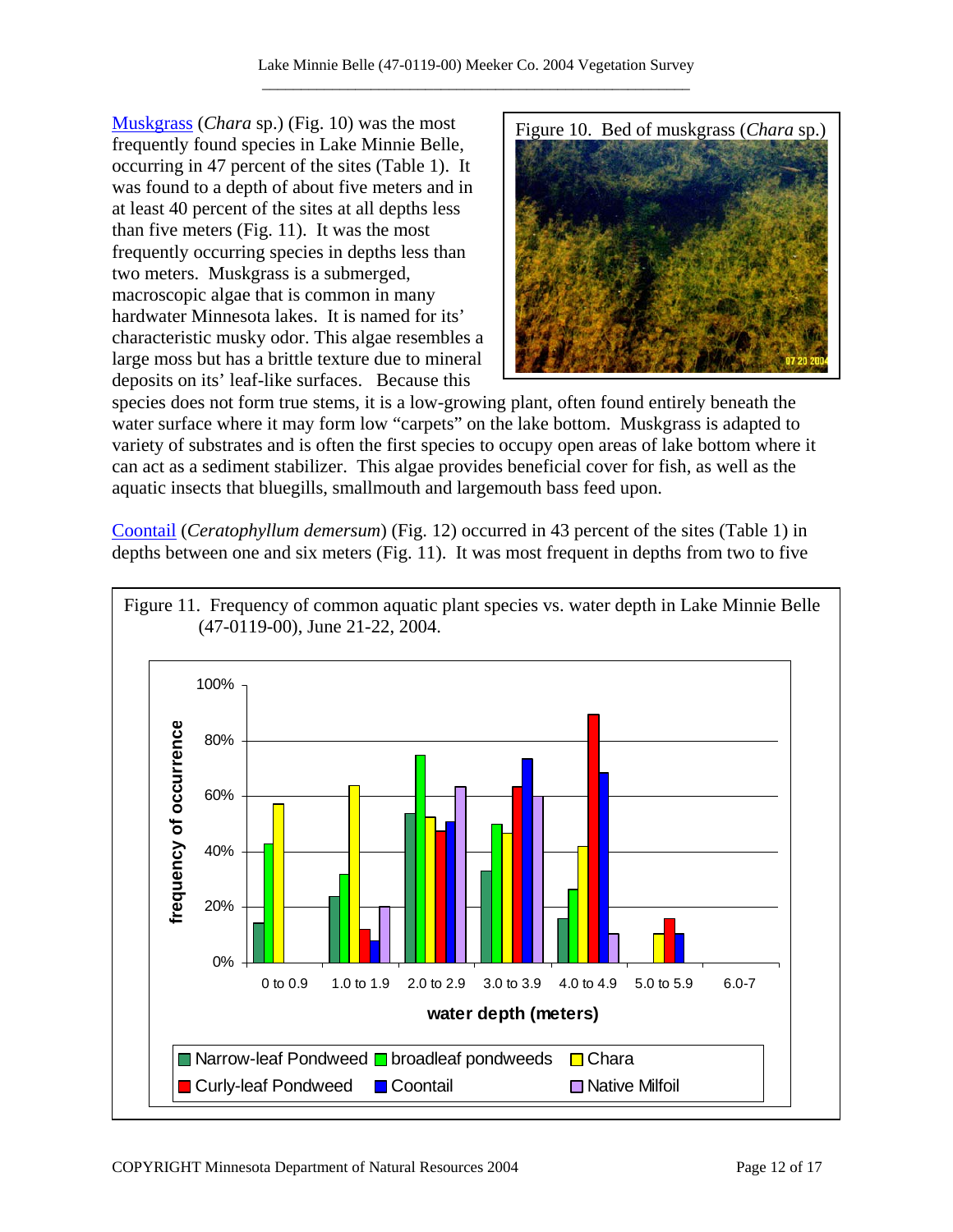[Muskgrass](#) (*Chara* sp.) (Fig. 10) was the most frequently found species in Lake Minnie Belle, occurring in 47 percent of the sites (Table 1). It was found to a depth of about five meters and in at least 40 percent of the sites at all depths less than five meters (Fig. 11). It was the most frequently occurring species in depths less than two meters. Muskgrass is a submerged, macroscopic algae that is common in many hardwater Minnesota lakes. It is named for its' characteristic musky odor. This algae resembles a large moss but has a brittle texture due to mineral deposits on its' leaf-like surfaces. Because this species does not form true stems, it is a low-growing plant, often found entirely beneath the water surface where it may form low "carpets" on the lake bottom. Muskgrass is adapted to variety of substrates and is often the first species to occupy open areas of lake bottom where it can act as a sediment stabilizer. This algae provides beneficial cover for fish, as well as the aquatic insects that bluegills, smallmouth and largemouth bass feed upon.

Figure 10. Bed of muskgrass (*Chara* sp.)

[Coontail](#) (*Ceratophyllum demersum*) (Fig. 12) occurred in 43 percent of the sites (Table 1) in depths between one and six meters (Fig. 11). It was most frequent in depths from two to five

Figure 11. Frequency of common aquatic plant species vs. water depth in Lake Minnie Belle (47-0119-00), June 21-22, 2004.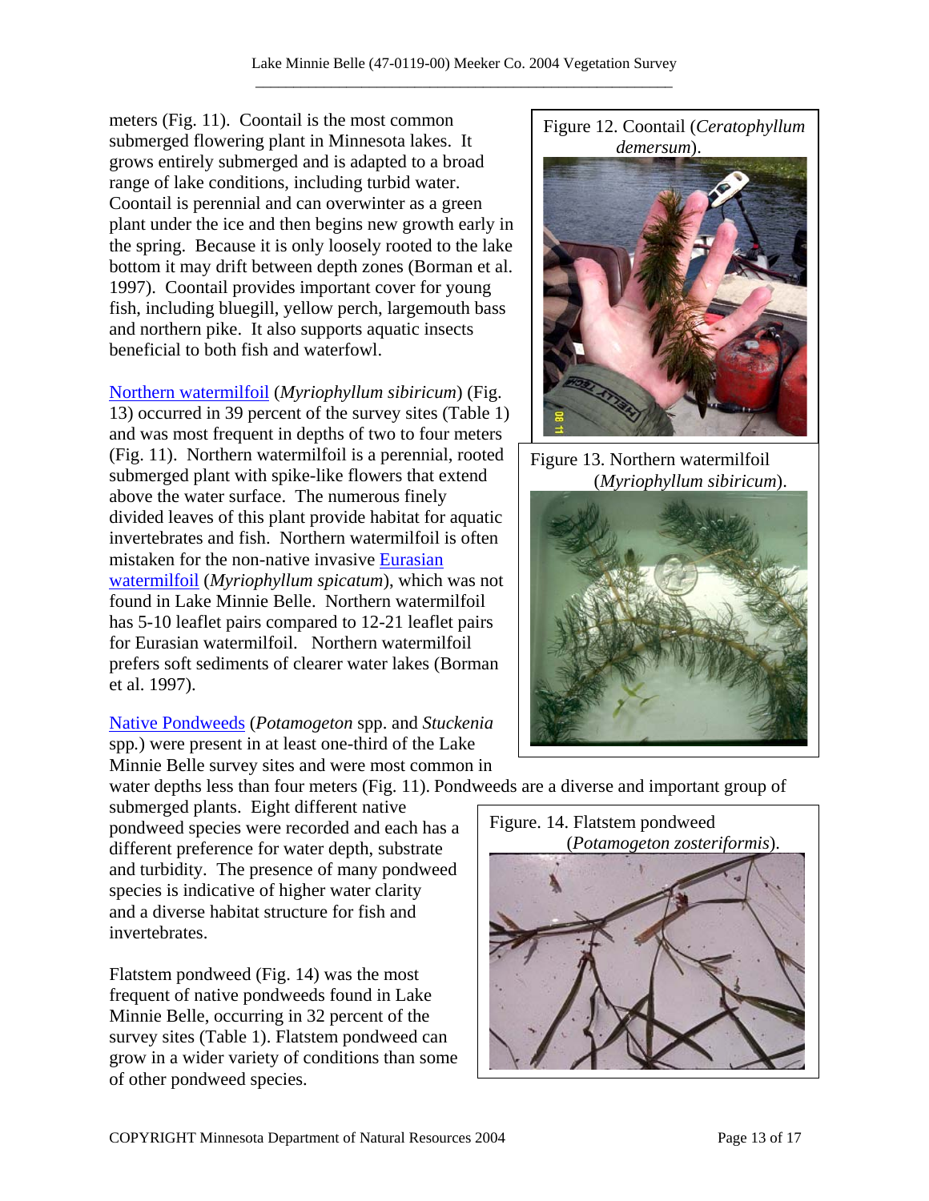meters (Fig. 11). Coontail is the most common submerged flowering plant in Minnesota lakes. It grows entirely submerged and is adapted to a broad range of lake conditions, including turbid water. Coontail is perennial and can overwinter as a green plant under the ice and then begins new growth early in the spring. Because it is only loosely rooted to the lake bottom it may drift between depth zones (Borman et al. 1997). Coontail provides important cover for young fish, including bluegill, yellow perch, largemouth bass and northern pike. It also supports aquatic insects beneficial to both fish and waterfowl.

Figure 12. Coontail (*Ceratophyllum demersum*).

Northern watermilfoil (*Myriophyllum sibiricum*) (Fig. 13) occurred in 39 percent of the survey sites (Table 1) and was most frequent in depths of two to four meters (Fig. 11). Northern watermilfoil is a perennial, rooted submerged plant with spike-like flowers that extend above the water surface. The numerous finely divided leaves of this plant provide habitat for aquatic invertebrates and fish. Northern watermilfoil is often mistaken for the non-native invasive Eurasian watermilfoil (*Myriophyllum spicatum*), which was not found in Lake Minnie Belle. Northern watermilfoil has 5-10 leaflet pairs compared to 12-21 leaflet pairs for Eurasian watermilfoil. Northern watermilfoil prefers soft sediments of clearer water lakes (Borman et al. 1997).

Figure 13. Northern watermilfoil (*Myriophyllum sibiricum*).

Native Pondweeds (*Potamogeton* spp. and *Stuckenia* spp.) were present in at least one-third of the Lake Minnie Belle survey sites and were most common in water depths less than four meters (Fig. 11). Pondweeds are a diverse and important group of submerged plants. Eight different native pondweed species were recorded and each has a different preference for water depth, substrate and turbidity. The presence of many pondweed species is indicative of higher water clarity and a diverse habitat structure for fish and invertebrates.

Flatstem pondweed (Fig. 14) was the most frequent of native pondweeds found in Lake Minnie Belle, occurring in 32 percent of the survey sites (Table 1). Flatstem pondweed can grow in a wider variety of conditions than some of other pondweed species.

Figure. 14. Flatstem pondweed (*Potamogeton zosteriformis*).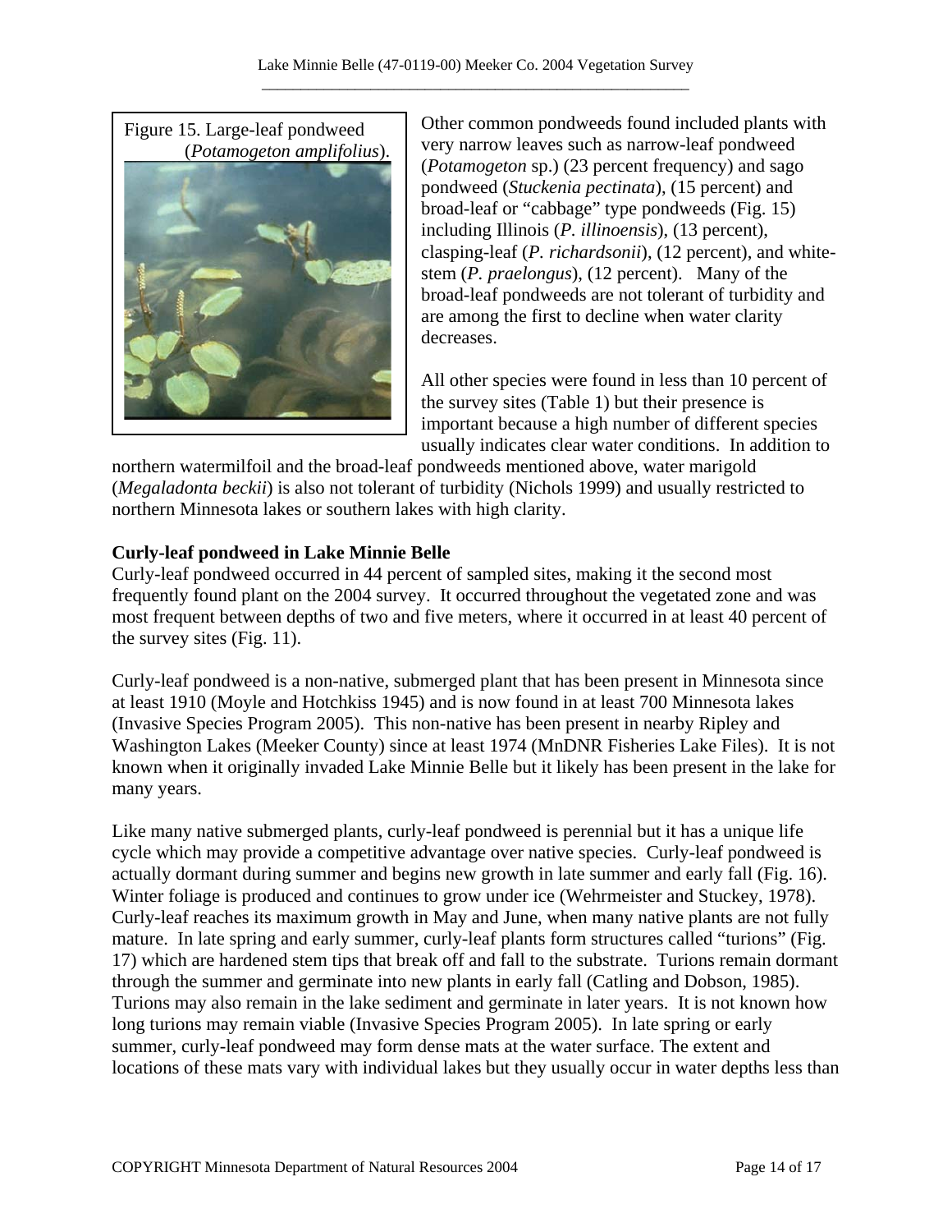Figure 15. Large-leaf pondweed (*Potamogeton amplifolius*).

Other common pondweeds found included plants with very narrow leaves such as narrow-leaf pondweed (*Potamogeton* sp.) (23 percent frequency) and sago pondweed (*Stuckenia pectinata*), (15 percent) and broad-leaf or "cabbage" type pondweeds (Fig. 15) including Illinois (*P. illinoensis*), (13 percent), clasping-leaf (*P. richardsonii*), (12 percent), and white-stem (*P. praelongus*), (12 percent). Many of the broad-leaf pondweeds are not tolerant of turbidity and are among the first to decline when water clarity decreases.

All other species were found in less than 10 percent of the survey sites (Table 1) but their presence is important because a high number of different species usually indicates clear water conditions. In addition to northern watermilfoil and the broad-leaf pondweeds mentioned above, water marigold (*Megaladonta beckii*) is also not tolerant of turbidity (Nichols 1999) and usually restricted to northern Minnesota lakes or southern lakes with high clarity.

**Curly-leaf pondweed in Lake Minnie Belle**

Curly-leaf pondweed occurred in 44 percent of sampled sites, making it the second most frequently found plant on the 2004 survey. It occurred throughout the vegetated zone and was most frequent between depths of two and five meters, where it occurred in at least 40 percent of the survey sites (Fig. 11).

Curly-leaf pondweed is a non-native, submerged plant that has been present in Minnesota since at least 1910 (Moyle and Hotchkiss 1945) and is now found in at least 700 Minnesota lakes (Invasive Species Program 2005). This non-native has been present in nearby Ripley and Washington Lakes (Meeker County) since at least 1974 (MnDNR Fisheries Lake Files). It is not known when it originally invaded Lake Minnie Belle but it likely has been present in the lake for many years.

Like many native submerged plants, curly-leaf pondweed is perennial but it has a unique life cycle which may provide a competitive advantage over native species. Curly-leaf pondweed is actually dormant during summer and begins new growth in late summer and early fall (Fig. 16). Winter foliage is produced and continues to grow under ice (Wehrmeister and Stuckey, 1978). Curly-leaf reaches its maximum growth in May and June, when many native plants are not fully mature. In late spring and early summer, curly-leaf plants form structures called "turions" (Fig. 17) which are hardened stem tips that break off and fall to the substrate. Turions remain dormant through the summer and germinate into new plants in early fall (Catling and Dobson, 1985). Turions may also remain in the lake sediment and germinate in later years. It is not known how long turions may remain viable (Invasive Species Program 2005). In late spring or early summer, curly-leaf pondweed may form dense mats at the water surface. The extent and locations of these mats vary with individual lakes but they usually occur in water depths less than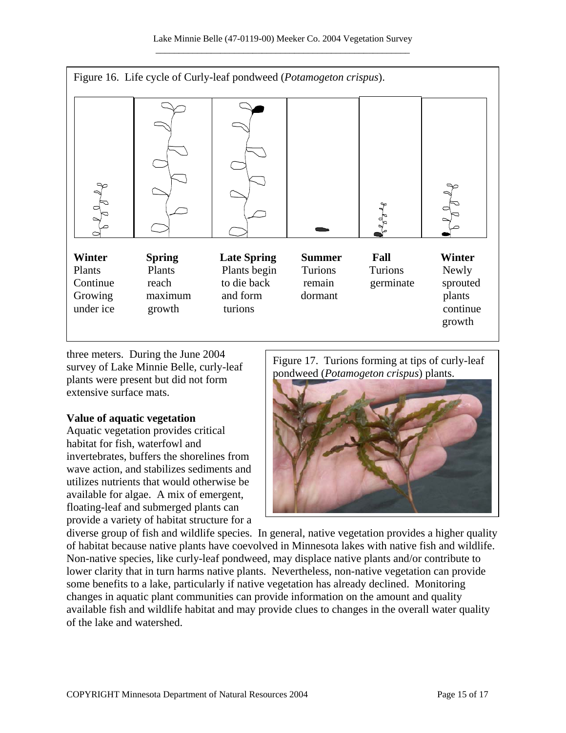Figure 16. Life cycle of Curly-leaf pondweed (*Potamogeton crispus*).

| **Winter** | **Spring** | **Late Spring** | **Summer** | **Fall** | **Winter** |
|---|---|---|---|---|---|
| Plants Continue Growing under ice | Plants reach maximum growth | Plants begin to die back and form turions | Turions remain dormant | Turions germinate | Newly sprouted plants continue growth |

three meters. During the June 2004 survey of Lake Minnie Belle, curly-leaf plants were present but did not form extensive surface mats.

Figure 17. Turions forming at tips of curly-leaf pondweed (*Potamogeton crispus*) plants.

**Value of aquatic vegetation**

Aquatic vegetation provides critical habitat for fish, waterfowl and invertebrates, buffers the shorelines from wave action, and stabilizes sediments and utilizes nutrients that would otherwise be available for algae. A mix of emergent, floating-leaf and submerged plants can provide a variety of habitat structure for a diverse group of fish and wildlife species. In general, native vegetation provides a higher quality of habitat because native plants have coevolved in Minnesota lakes with native fish and wildlife. Non-native species, like curly-leaf pondweed, may displace native plants and/or contribute to lower clarity that in turn harms native plants. Nevertheless, non-native vegetation can provide some benefits to a lake, particularly if native vegetation has already declined. Monitoring changes in aquatic plant communities can provide information on the amount and quality available fish and wildlife habitat and may provide clues to changes in the overall water quality of the lake and watershed.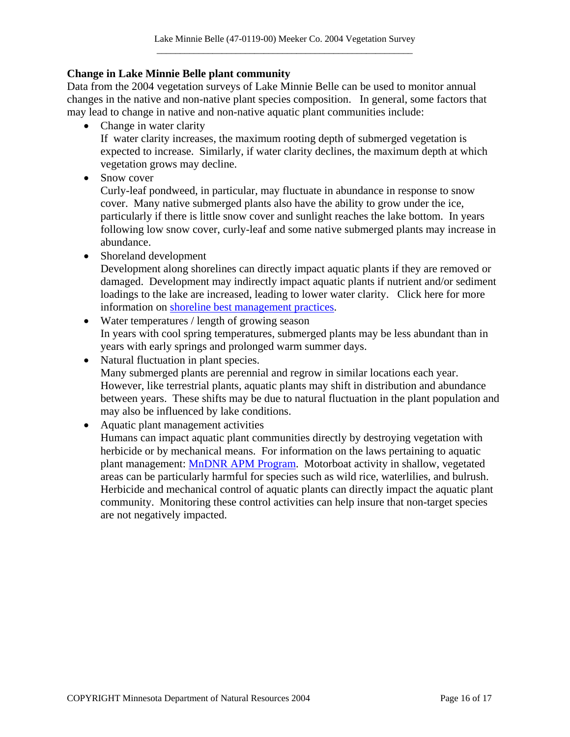## Change in Lake Minnie Belle plant community

Data from the 2004 vegetation surveys of Lake Minnie Belle can be used to monitor annual changes in the native and non-native plant species composition. In general, some factors that may lead to change in native and non-native aquatic plant communities include:

- Change in water clarity
  If water clarity increases, the maximum rooting depth of submerged vegetation is expected to increase. Similarly, if water clarity declines, the maximum depth at which vegetation grows may decline.
- Snow cover
  Curly-leaf pondweed, in particular, may fluctuate in abundance in response to snow cover. Many native submerged plants also have the ability to grow under the ice, particularly if there is little snow cover and sunlight reaches the lake bottom. In years following low snow cover, curly-leaf and some native submerged plants may increase in abundance.
- Shoreland development
  Development along shorelines can directly impact aquatic plants if they are removed or damaged. Development may indirectly impact aquatic plants if nutrient and/or sediment loadings to the lake are increased, leading to lower water clarity. Click here for more information on shoreline best management practices.
- Water temperatures / length of growing season
  In years with cool spring temperatures, submerged plants may be less abundant than in years with early springs and prolonged warm summer days.
- Natural fluctuation in plant species.
  Many submerged plants are perennial and regrow in similar locations each year. However, like terrestrial plants, aquatic plants may shift in distribution and abundance between years. These shifts may be due to natural fluctuation in the plant population and may also be influenced by lake conditions.
- Aquatic plant management activities
  Humans can impact aquatic plant communities directly by destroying vegetation with herbicide or by mechanical means. For information on the laws pertaining to aquatic plant management: MnDNR APM Program. Motorboat activity in shallow, vegetated areas can be particularly harmful for species such as wild rice, waterlilies, and bulrush. Herbicide and mechanical control of aquatic plants can directly impact the aquatic plant community. Monitoring these control activities can help insure that non-target species are not negatively impacted.

COPYRIGHT Minnesota Department of Natural Resources 2004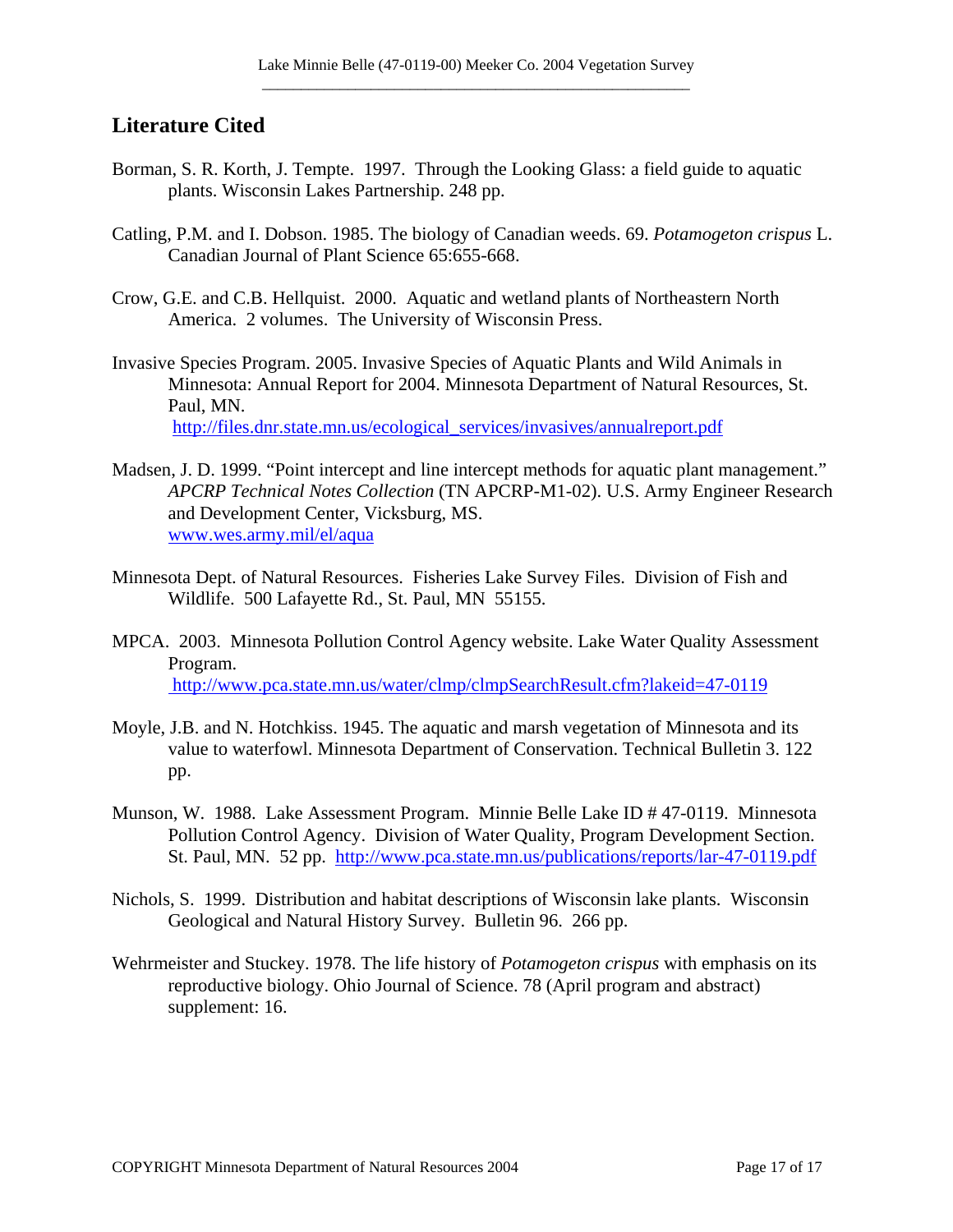## Literature Cited

Borman, S. R. Korth, J. Tempte. 1997. Through the Looking Glass: a field guide to aquatic plants. Wisconsin Lakes Partnership. 248 pp.

Catling, P.M. and I. Dobson. 1985. The biology of Canadian weeds. 69. *Potamogeton crispus* L. Canadian Journal of Plant Science 65:655-668.

Crow, G.E. and C.B. Hellquist. 2000. Aquatic and wetland plants of Northeastern North America. 2 volumes. The University of Wisconsin Press.

Invasive Species Program. 2005. Invasive Species of Aquatic Plants and Wild Animals in Minnesota: Annual Report for 2004. Minnesota Department of Natural Resources, St. Paul, MN. http://files.dnr.state.mn.us/ecological_services/invasives/annualreport.pdf

Madsen, J. D. 1999. "Point intercept and line intercept methods for aquatic plant management." *APCRP Technical Notes Collection* (TN APCRP-M1-02). U.S. Army Engineer Research and Development Center, Vicksburg, MS. www.wes.army.mil/el/aqua

Minnesota Dept. of Natural Resources. Fisheries Lake Survey Files. Division of Fish and Wildlife. 500 Lafayette Rd., St. Paul, MN 55155.

MPCA. 2003. Minnesota Pollution Control Agency website. Lake Water Quality Assessment Program. http://www.pca.state.mn.us/water/clmp/clmpSearchResult.cfm?lakeid=47-0119

Moyle, J.B. and N. Hotchkiss. 1945. The aquatic and marsh vegetation of Minnesota and its value to waterfowl. Minnesota Department of Conservation. Technical Bulletin 3. 122 pp.

Munson, W. 1988. Lake Assessment Program. Minnie Belle Lake ID # 47-0119. Minnesota Pollution Control Agency. Division of Water Quality, Program Development Section. St. Paul, MN. 52 pp. http://www.pca.state.mn.us/publications/reports/lar-47-0119.pdf

Nichols, S. 1999. Distribution and habitat descriptions of Wisconsin lake plants. Wisconsin Geological and Natural History Survey. Bulletin 96. 266 pp.

Wehrmeister and Stuckey. 1978. The life history of *Potamogeton crispus* with emphasis on its reproductive biology. Ohio Journal of Science. 78 (April program and abstract) supplement: 16.